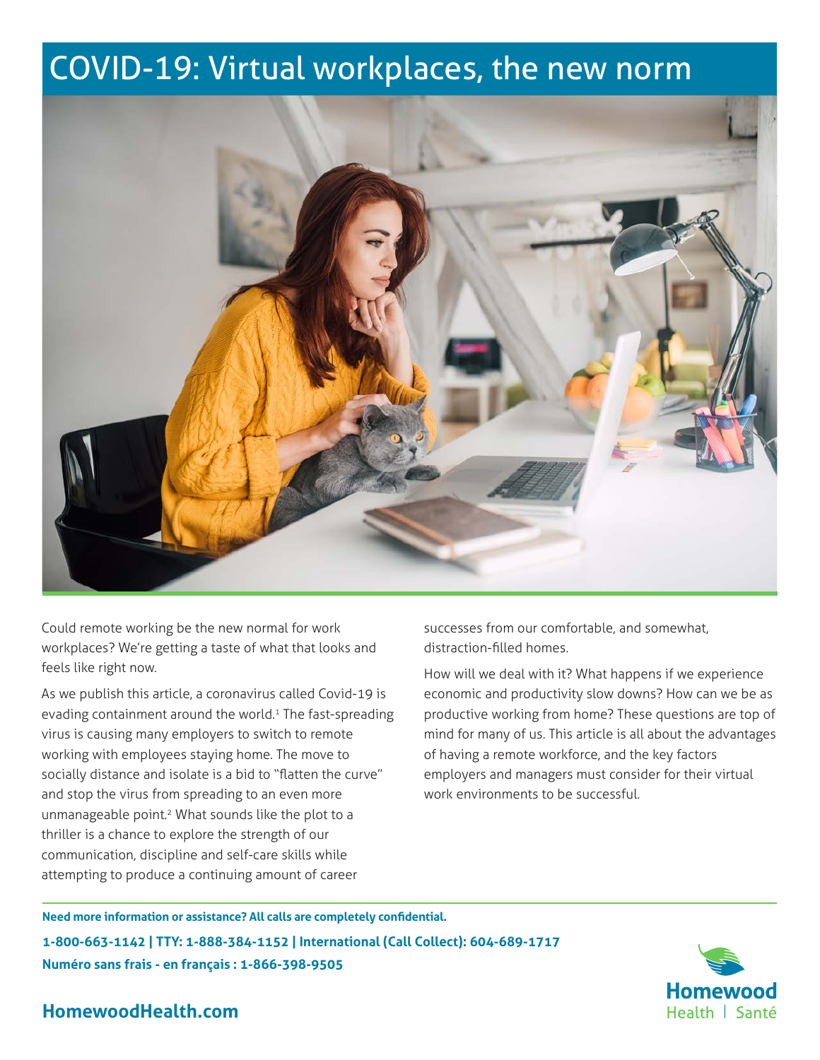# COVID-19: Virtual workplaces, the new norm

Could remote working be the new normal for work workplaces? We're getting a taste of what that looks and feels like right now.

As we publish this article, a coronavirus called Covid-19 is evading containment around the world.[1] The fast-spreading virus is causing many employers to switch to remote working with employees staying home. The move to socially distance and isolate is a bid to "flatten the curve" and stop the virus from spreading to an even more unmanageable point.[2] What sounds like the plot to a thriller is a chance to explore the strength of our communication, discipline and self-care skills while attempting to produce a continuing amount of career successes from our comfortable, and somewhat, distraction-filled homes.

How will we deal with it? What happens if we experience economic and productivity slow downs? How can we be as productive working from home? These questions are top of mind for many of us. This article is all about the advantages of having a remote workforce, and the key factors employers and managers must consider for their virtual work environments to be successful.

**Need more information or assistance? All calls are completely confidential.**

**1-800-663-1142 | TTY: 1-888-384-1152 | International (Call Collect): 604-689-1717**

**Numéro sans frais - en français : 1-866-398-9505**

**HomewoodHealth.com**

Homewood Health | Santé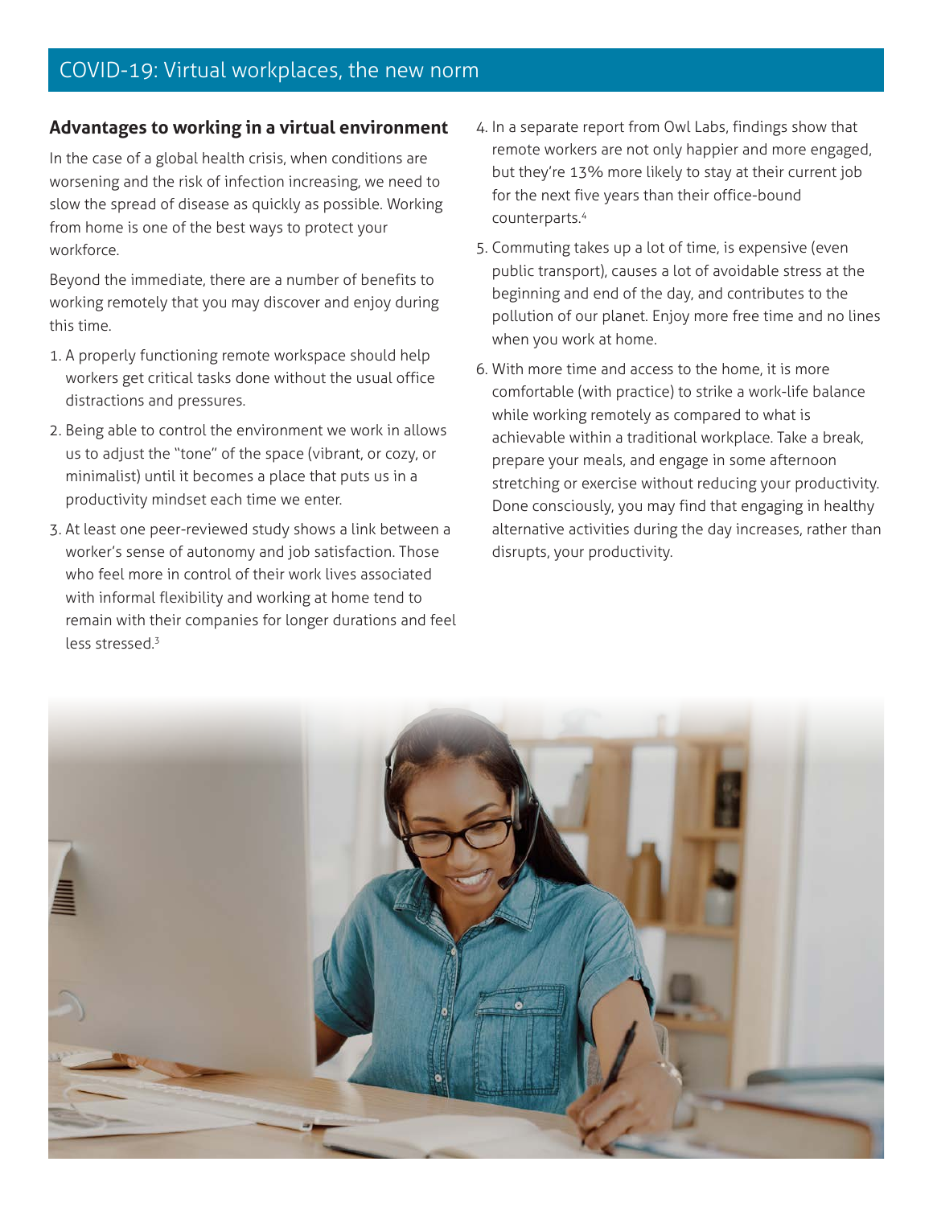## COVID-19: Virtual workplaces, the new norm

### Advantages to working in a virtual environment

In the case of a global health crisis, when conditions are worsening and the risk of infection increasing, we need to slow the spread of disease as quickly as possible. Working from home is one of the best ways to protect your workforce.

Beyond the immediate, there are a number of benefits to working remotely that you may discover and enjoy during this time.

1. A properly functioning remote workspace should help workers get critical tasks done without the usual office distractions and pressures.
2. Being able to control the environment we work in allows us to adjust the "tone" of the space (vibrant, or cozy, or minimalist) until it becomes a place that puts us in a productivity mindset each time we enter.
3. At least one peer-reviewed study shows a link between a worker's sense of autonomy and job satisfaction. Those who feel more in control of their work lives associated with informal flexibility and working at home tend to remain with their companies for longer durations and feel less stressed.[3]
4. In a separate report from Owl Labs, findings show that remote workers are not only happier and more engaged, but they're 13% more likely to stay at their current job for the next five years than their office-bound counterparts.[4]
5. Commuting takes up a lot of time, is expensive (even public transport), causes a lot of avoidable stress at the beginning and end of the day, and contributes to the pollution of our planet. Enjoy more free time and no lines when you work at home.
6. With more time and access to the home, it is more comfortable (with practice) to strike a work-life balance while working remotely as compared to what is achievable within a traditional workplace. Take a break, prepare your meals, and engage in some afternoon stretching or exercise without reducing your productivity. Done consciously, you may find that engaging in healthy alternative activities during the day increases, rather than disrupts, your productivity.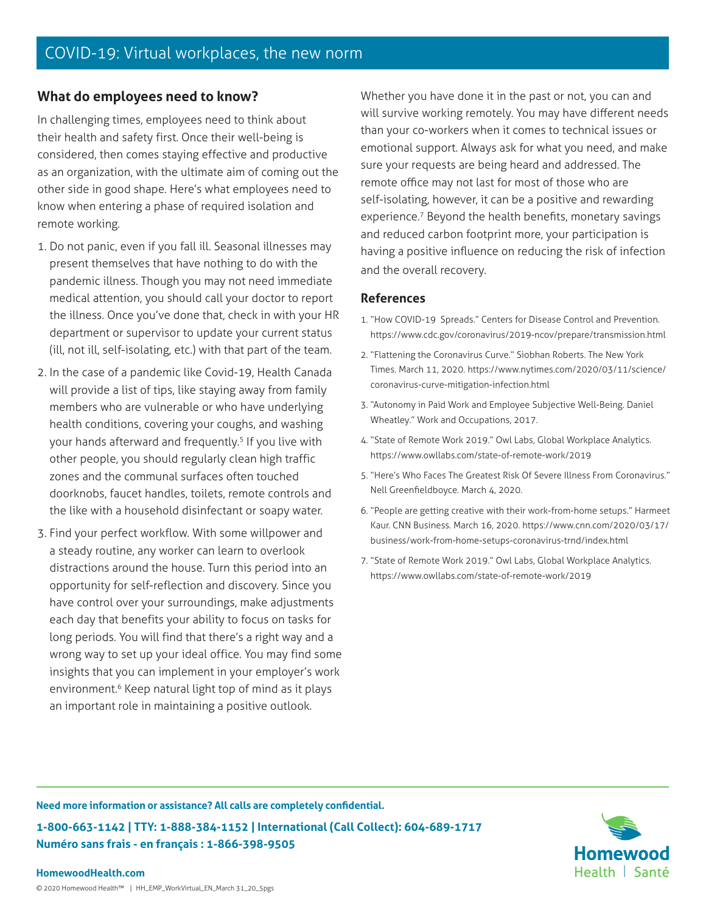## What do employees need to know?

In challenging times, employees need to think about their health and safety first. Once their well-being is considered, then comes staying effective and productive as an organization, with the ultimate aim of coming out the other side in good shape. Here's what employees need to know when entering a phase of required isolation and remote working.

1. Do not panic, even if you fall ill. Seasonal illnesses may present themselves that have nothing to do with the pandemic illness. Though you may not need immediate medical attention, you should call your doctor to report the illness. Once you've done that, check in with your HR department or supervisor to update your current status (ill, not ill, self-isolating, etc.) with that part of the team.
2. In the case of a pandemic like Covid-19, Health Canada will provide a list of tips, like staying away from family members who are vulnerable or who have underlying health conditions, covering your coughs, and washing your hands afterward and frequently.[5] If you live with other people, you should regularly clean high traffic zones and the communal surfaces often touched doorknobs, faucet handles, toilets, remote controls and the like with a household disinfectant or soapy water.
3. Find your perfect workflow. With some willpower and a steady routine, any worker can learn to overlook distractions around the house. Turn this period into an opportunity for self-reflection and discovery. Since you have control over your surroundings, make adjustments each day that benefits your ability to focus on tasks for long periods. You will find that there's a right way and a wrong way to set up your ideal office. You may find some insights that you can implement in your employer's work environment.[6] Keep natural light top of mind as it plays an important role in maintaining a positive outlook.

Whether you have done it in the past or not, you can and will survive working remotely. You may have different needs than your co-workers when it comes to technical issues or emotional support. Always ask for what you need, and make sure your requests are being heard and addressed. The remote office may not last for most of those who are self-isolating, however, it can be a positive and rewarding experience.[7] Beyond the health benefits, monetary savings and reduced carbon footprint more, your participation is having a positive influence on reducing the risk of infection and the overall recovery.

## References

1. "How COVID-19 Spreads." Centers for Disease Control and Prevention. https://www.cdc.gov/coronavirus/2019-ncov/prepare/transmission.html
2. "Flattening the Coronavirus Curve." Siobhan Roberts. The New York Times. March 11, 2020. https://www.nytimes.com/2020/03/11/science/coronavirus-curve-mitigation-infection.html
3. "Autonomy in Paid Work and Employee Subjective Well-Being. Daniel Wheatley." Work and Occupations, 2017.
4. "State of Remote Work 2019." Owl Labs, Global Workplace Analytics. https://www.owllabs.com/state-of-remote-work/2019
5. "Here's Who Faces The Greatest Risk Of Severe Illness From Coronavirus." Nell Greenfieldboyce. March 4, 2020.
6. "People are getting creative with their work-from-home setups." Harmeet Kaur. CNN Business. March 16, 2020. https://www.cnn.com/2020/03/17/business/work-from-home-setups-coronavirus-trnd/index.html
7. "State of Remote Work 2019." Owl Labs, Global Workplace Analytics. https://www.owllabs.com/state-of-remote-work/2019

**Need more information or assistance? All calls are completely confidential.**

**1-800-663-1142 | TTY: 1-888-384-1152 | International (Call Collect): 604-689-1717**
**Numéro sans frais - en français : 1-866-398-9505**

**HomewoodHealth.com**

© 2020 Homewood Health™ | HH_EMP_WorkVirtual_EN_March 31_20_5pgs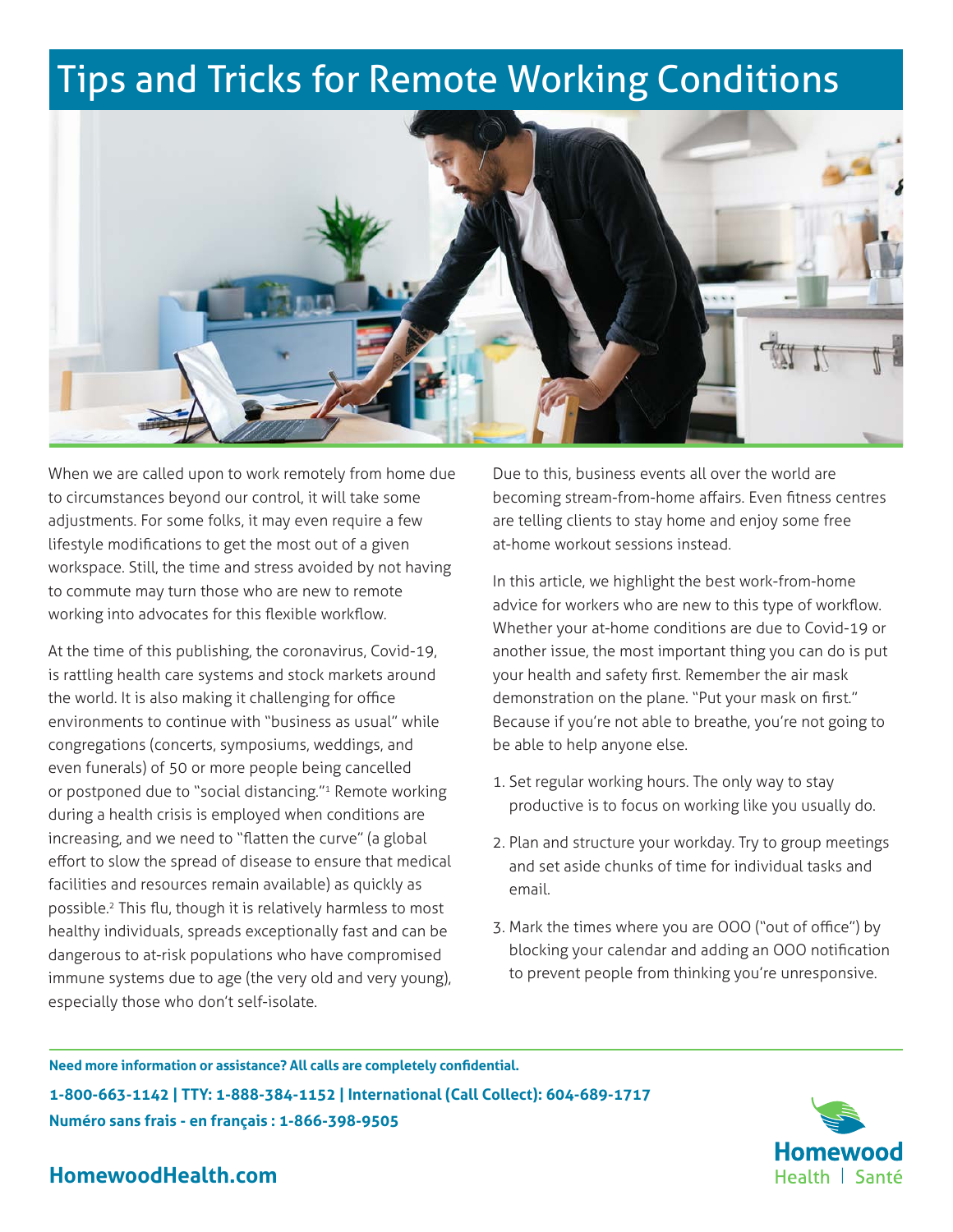# Tips and Tricks for Remote Working Conditions

When we are called upon to work remotely from home due to circumstances beyond our control, it will take some adjustments. For some folks, it may even require a few lifestyle modifications to get the most out of a given workspace. Still, the time and stress avoided by not having to commute may turn those who are new to remote working into advocates for this flexible workflow.

At the time of this publishing, the coronavirus, Covid-19, is rattling health care systems and stock markets around the world. It is also making it challenging for office environments to continue with "business as usual" while congregations (concerts, symposiums, weddings, and even funerals) of 50 or more people being cancelled or postponed due to "social distancing."[1] Remote working during a health crisis is employed when conditions are increasing, and we need to "flatten the curve" (a global effort to slow the spread of disease to ensure that medical facilities and resources remain available) as quickly as possible.[2] This flu, though it is relatively harmless to most healthy individuals, spreads exceptionally fast and can be dangerous to at-risk populations who have compromised immune systems due to age (the very old and very young), especially those who don't self-isolate.

Due to this, business events all over the world are becoming stream-from-home affairs. Even fitness centres are telling clients to stay home and enjoy some free at-home workout sessions instead.

In this article, we highlight the best work-from-home advice for workers who are new to this type of workflow. Whether your at-home conditions are due to Covid-19 or another issue, the most important thing you can do is put your health and safety first. Remember the air mask demonstration on the plane. "Put your mask on first." Because if you're not able to breathe, you're not going to be able to help anyone else.

1. Set regular working hours. The only way to stay productive is to focus on working like you usually do.
2. Plan and structure your workday. Try to group meetings and set aside chunks of time for individual tasks and email.
3. Mark the times where you are OOO ("out of office") by blocking your calendar and adding an OOO notification to prevent people from thinking you're unresponsive.

**Need more information or assistance? All calls are completely confidential.**

**1-800-663-1142 | TTY: 1-888-384-1152 | International (Call Collect): 604-689-1717**

**Numéro sans frais - en français : 1-866-398-9505**

**HomewoodHealth.com**

Homewood Health | Santé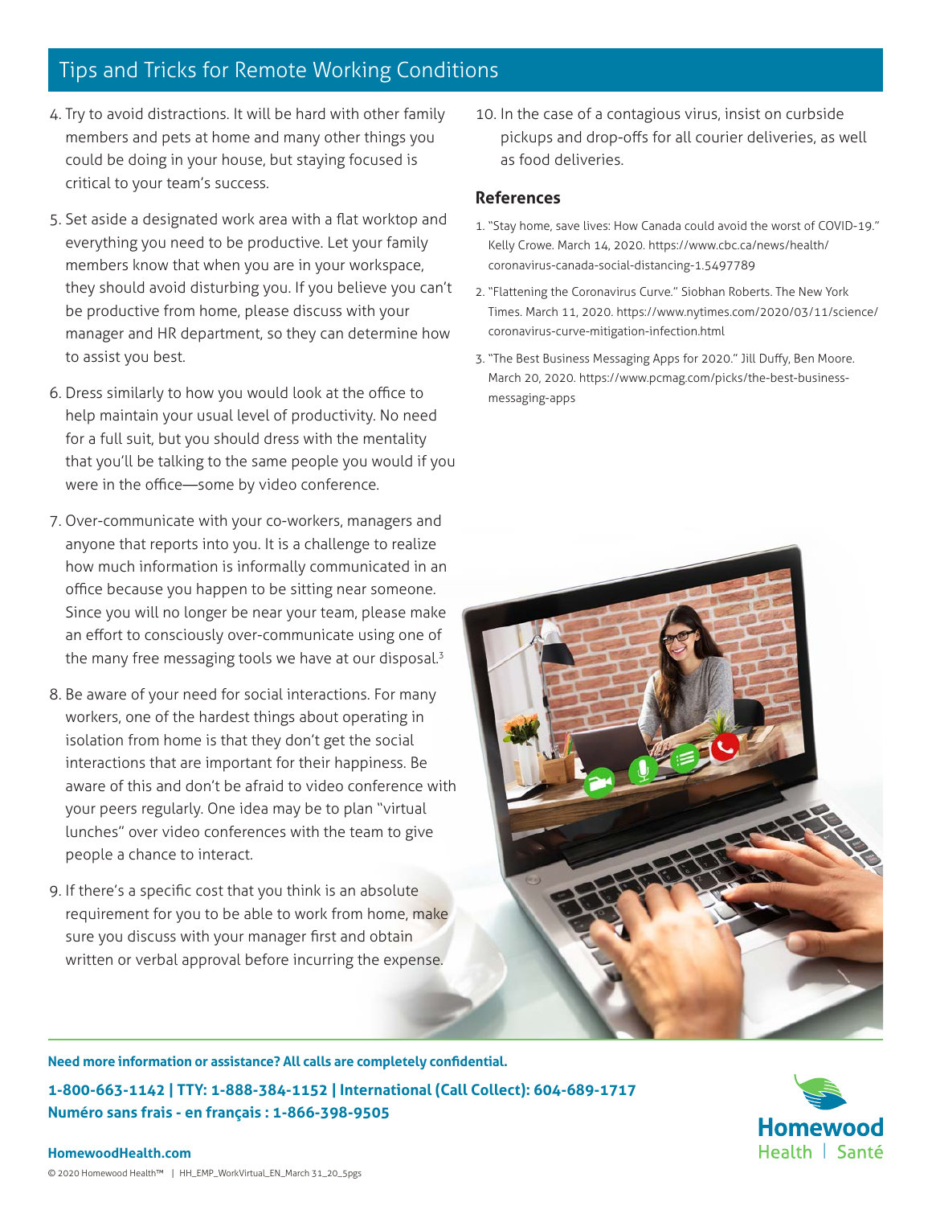## Tips and Tricks for Remote Working Conditions

4. Try to avoid distractions. It will be hard with other family members and pets at home and many other things you could be doing in your house, but staying focused is critical to your team's success.

5. Set aside a designated work area with a flat worktop and everything you need to be productive. Let your family members know that when you are in your workspace, they should avoid disturbing you. If you believe you can't be productive from home, please discuss with your manager and HR department, so they can determine how to assist you best.

6. Dress similarly to how you would look at the office to help maintain your usual level of productivity. No need for a full suit, but you should dress with the mentality that you'll be talking to the same people you would if you were in the office—some by video conference.

7. Over-communicate with your co-workers, managers and anyone that reports into you. It is a challenge to realize how much information is informally communicated in an office because you happen to be sitting near someone. Since you will no longer be near your team, please make an effort to consciously over-communicate using one of the many free messaging tools we have at our disposal.[3]

8. Be aware of your need for social interactions. For many workers, one of the hardest things about operating in isolation from home is that they don't get the social interactions that are important for their happiness. Be aware of this and don't be afraid to video conference with your peers regularly. One idea may be to plan "virtual lunches" over video conferences with the team to give people a chance to interact.

9. If there's a specific cost that you think is an absolute requirement for you to be able to work from home, make sure you discuss with your manager first and obtain written or verbal approval before incurring the expense.

10. In the case of a contagious virus, insist on curbside pickups and drop-offs for all courier deliveries, as well as food deliveries.

### References

1. "Stay home, save lives: How Canada could avoid the worst of COVID-19." Kelly Crowe. March 14, 2020. https://www.cbc.ca/news/health/coronavirus-canada-social-distancing-1.5497789

2. "Flattening the Coronavirus Curve." Siobhan Roberts. The New York Times. March 11, 2020. https://www.nytimes.com/2020/03/11/science/coronavirus-curve-mitigation-infection.html

3. "The Best Business Messaging Apps for 2020." Jill Duffy, Ben Moore. March 20, 2020. https://www.pcmag.com/picks/the-best-business-messaging-apps

**Need more information or assistance? All calls are completely confidential.**

**1-800-663-1142 | TTY: 1-888-384-1152 | International (Call Collect): 604-689-1717**
**Numéro sans frais - en français : 1-866-398-9505**

**HomewoodHealth.com**

Homewood Health | Santé

© 2020 Homewood Health™ | HH_EMP_WorkVirtual_EN_March 31_20_5pgs